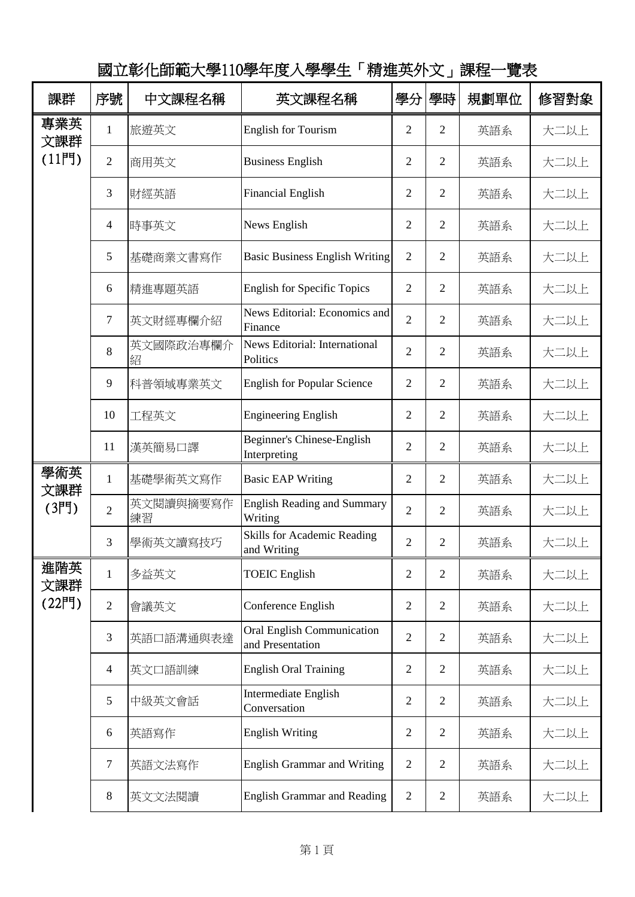# 國立彰化師範大學110學年度入學學生「精進英外文」課程一覽表

| 課群 | 序號 | 中文課程名稱 | 英文課程名稱 | 學分 | 學時 | 規劃單位 | 修習對象 |
|---|---|---|---|---|---|---|---|
| 專業英文課群(11門) | 1 | 旅遊英文 | English for Tourism | 2 | 2 | 英語系 | 大二以上 |
| | 2 | 商用英文 | Business English | 2 | 2 | 英語系 | 大二以上 |
| | 3 | 財經英語 | Financial English | 2 | 2 | 英語系 | 大二以上 |
| | 4 | 時事英文 | News English | 2 | 2 | 英語系 | 大二以上 |
| | 5 | 基礎商業文書寫作 | Basic Business English Writing | 2 | 2 | 英語系 | 大二以上 |
| | 6 | 精進專題英語 | English for Specific Topics | 2 | 2 | 英語系 | 大二以上 |
| | 7 | 英文財經專欄介紹 | News Editorial: Economics and Finance | 2 | 2 | 英語系 | 大二以上 |
| | 8 | 英文國際政治專欄介紹 | News Editorial: International Politics | 2 | 2 | 英語系 | 大二以上 |
| | 9 | 科普領域專業英文 | English for Popular Science | 2 | 2 | 英語系 | 大二以上 |
| | 10 | 工程英文 | Engineering English | 2 | 2 | 英語系 | 大二以上 |
| | 11 | 漢英簡易口譯 | Beginner's Chinese-English Interpreting | 2 | 2 | 英語系 | 大二以上 |
| 學術英文課群(3門) | 1 | 基礎學術英文寫作 | Basic EAP Writing | 2 | 2 | 英語系 | 大二以上 |
| | 2 | 英文閱讀與摘要寫作練習 | English Reading and Summary Writing | 2 | 2 | 英語系 | 大二以上 |
| | 3 | 學術英文讀寫技巧 | Skills for Academic Reading and Writing | 2 | 2 | 英語系 | 大二以上 |
| 進階英文課群(22門) | 1 | 多益英文 | TOEIC English | 2 | 2 | 英語系 | 大二以上 |
| | 2 | 會議英文 | Conference English | 2 | 2 | 英語系 | 大二以上 |
| | 3 | 英語口語溝通與表達 | Oral English Communication and Presentation | 2 | 2 | 英語系 | 大二以上 |
| | 4 | 英文口語訓練 | English Oral Training | 2 | 2 | 英語系 | 大二以上 |
| | 5 | 中級英文會話 | Intermediate English Conversation | 2 | 2 | 英語系 | 大二以上 |
| | 6 | 英語寫作 | English Writing | 2 | 2 | 英語系 | 大二以上 |
| | 7 | 英語文法寫作 | English Grammar and Writing | 2 | 2 | 英語系 | 大二以上 |
| | 8 | 英文文法閱讀 | English Grammar and Reading | 2 | 2 | 英語系 | 大二以上 |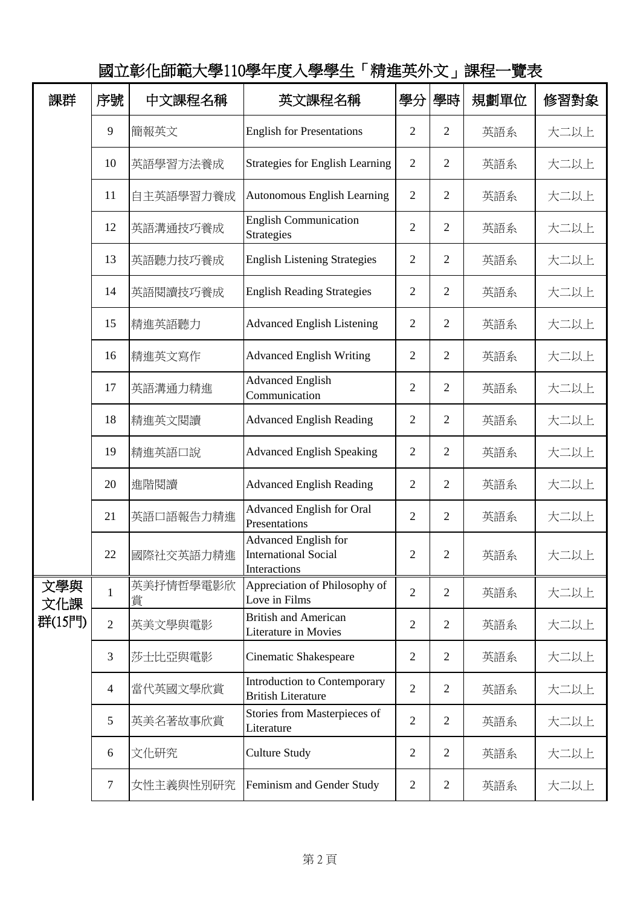# 國立彰化師範大學110學年度入學學生「精進英外文」課程一覽表

| 課群 | 序號 | 中文課程名稱 | 英文課程名稱 | 學分 | 學時 | 規劃單位 | 修習對象 |
|---|---|---|---|---|---|---|---|
| | 9 | 簡報英文 | English for Presentations | 2 | 2 | 英語系 | 大二以上 |
| | 10 | 英語學習方法養成 | Strategies for English Learning | 2 | 2 | 英語系 | 大二以上 |
| | 11 | 自主英語學習力養成 | Autonomous English Learning | 2 | 2 | 英語系 | 大二以上 |
| | 12 | 英語溝通技巧養成 | English Communication Strategies | 2 | 2 | 英語系 | 大二以上 |
| | 13 | 英語聽力技巧養成 | English Listening Strategies | 2 | 2 | 英語系 | 大二以上 |
| | 14 | 英語閱讀技巧養成 | English Reading Strategies | 2 | 2 | 英語系 | 大二以上 |
| | 15 | 精進英語聽力 | Advanced English Listening | 2 | 2 | 英語系 | 大二以上 |
| | 16 | 精進英文寫作 | Advanced English Writing | 2 | 2 | 英語系 | 大二以上 |
| | 17 | 英語溝通力精進 | Advanced English Communication | 2 | 2 | 英語系 | 大二以上 |
| | 18 | 精進英文閱讀 | Advanced English Reading | 2 | 2 | 英語系 | 大二以上 |
| | 19 | 精進英語口說 | Advanced English Speaking | 2 | 2 | 英語系 | 大二以上 |
| | 20 | 進階閱讀 | Advanced English Reading | 2 | 2 | 英語系 | 大二以上 |
| | 21 | 英語口語報告力精進 | Advanced English for Oral Presentations | 2 | 2 | 英語系 | 大二以上 |
| | 22 | 國際社交英語力精進 | Advanced English for International Social Interactions | 2 | 2 | 英語系 | 大二以上 |
| 文學與文化課群(15門) | 1 | 英美抒情哲學電影欣賞 | Appreciation of Philosophy of Love in Films | 2 | 2 | 英語系 | 大二以上 |
| | 2 | 英美文學與電影 | British and American Literature in Movies | 2 | 2 | 英語系 | 大二以上 |
| | 3 | 莎士比亞與電影 | Cinematic Shakespeare | 2 | 2 | 英語系 | 大二以上 |
| | 4 | 當代英國文學欣賞 | Introduction to Contemporary British Literature | 2 | 2 | 英語系 | 大二以上 |
| | 5 | 英美名著故事欣賞 | Stories from Masterpieces of Literature | 2 | 2 | 英語系 | 大二以上 |
| | 6 | 文化研究 | Culture Study | 2 | 2 | 英語系 | 大二以上 |
| | 7 | 女性主義與性別研究 | Feminism and Gender Study | 2 | 2 | 英語系 | 大二以上 |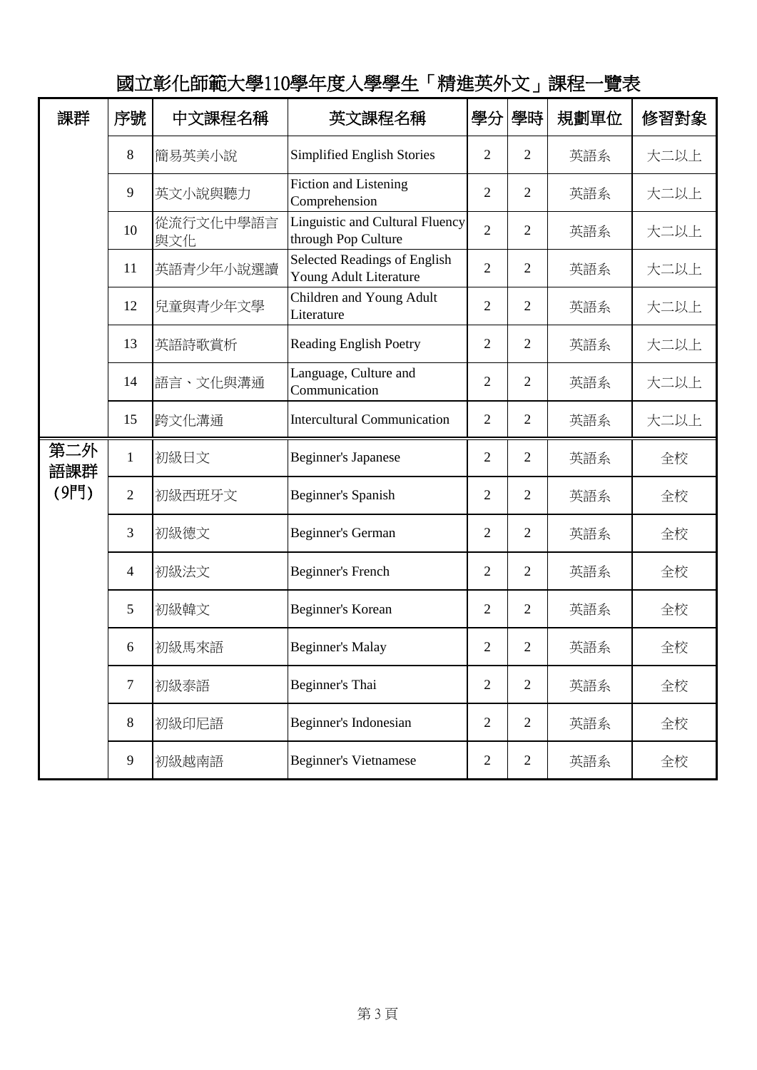# 國立彰化師範大學110學年度入學學生「精進英外文」課程一覽表

| 課群 | 序號 | 中文課程名稱 | 英文課程名稱 | 學分 | 學時 | 規劃單位 | 修習對象 |
|---|---|---|---|---|---|---|---|
| | 8 | 簡易英美小說 | Simplified English Stories | 2 | 2 | 英語系 | 大二以上 |
| | 9 | 英文小說與聽力 | Fiction and Listening Comprehension | 2 | 2 | 英語系 | 大二以上 |
| | 10 | 從流行文化中學語言與文化 | Linguistic and Cultural Fluency through Pop Culture | 2 | 2 | 英語系 | 大二以上 |
| | 11 | 英語青少年小說選讀 | Selected Readings of English Young Adult Literature | 2 | 2 | 英語系 | 大二以上 |
| | 12 | 兒童與青少年文學 | Children and Young Adult Literature | 2 | 2 | 英語系 | 大二以上 |
| | 13 | 英語詩歌賞析 | Reading English Poetry | 2 | 2 | 英語系 | 大二以上 |
| | 14 | 語言、文化與溝通 | Language, Culture and Communication | 2 | 2 | 英語系 | 大二以上 |
| | 15 | 跨文化溝通 | Intercultural Communication | 2 | 2 | 英語系 | 大二以上 |
| 第二外語課群 (9門) | 1 | 初級日文 | Beginner's Japanese | 2 | 2 | 英語系 | 全校 |
| | 2 | 初級西班牙文 | Beginner's Spanish | 2 | 2 | 英語系 | 全校 |
| | 3 | 初級德文 | Beginner's German | 2 | 2 | 英語系 | 全校 |
| | 4 | 初級法文 | Beginner's French | 2 | 2 | 英語系 | 全校 |
| | 5 | 初級韓文 | Beginner's Korean | 2 | 2 | 英語系 | 全校 |
| | 6 | 初級馬來語 | Beginner's Malay | 2 | 2 | 英語系 | 全校 |
| | 7 | 初級泰語 | Beginner's Thai | 2 | 2 | 英語系 | 全校 |
| | 8 | 初級印尼語 | Beginner's Indonesian | 2 | 2 | 英語系 | 全校 |
| | 9 | 初級越南語 | Beginner's Vietnamese | 2 | 2 | 英語系 | 全校 |